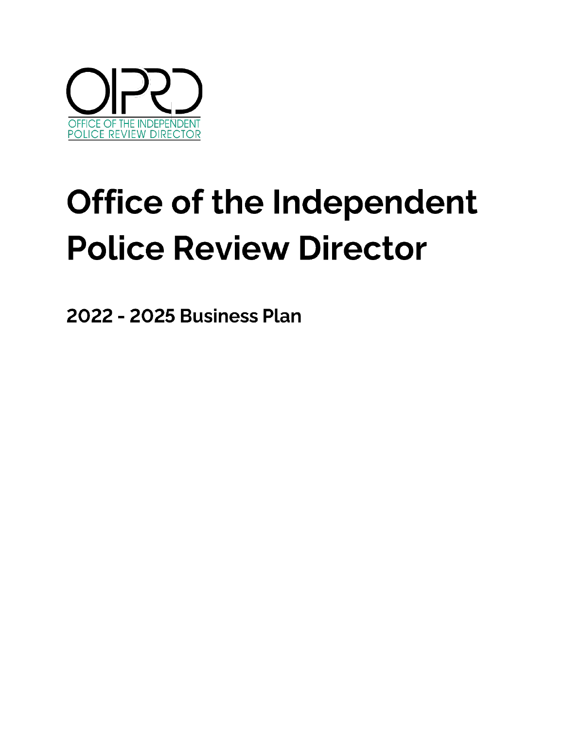OIPRD

OFFICE OF THE INDEPENDENT POLICE REVIEW DIRECTOR

# Office of the Independent Police Review Director

## 2022 - 2025 Business Plan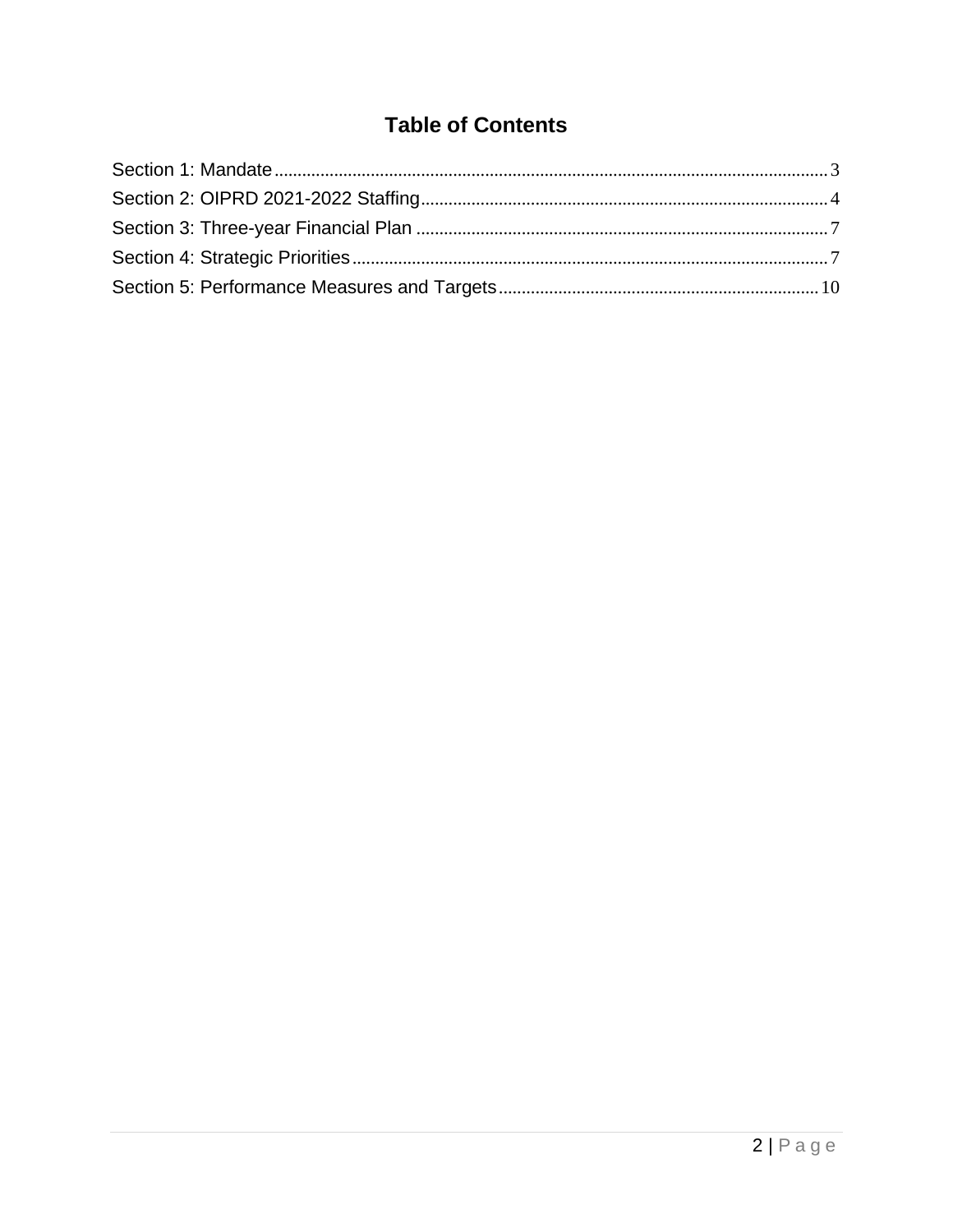# Table of Contents

Section 1: Mandate ........................................................ 3
Section 2: OIPRD 2021-2022 Staffing ........................................ 4
Section 3: Three-year Financial Plan ....................................... 7
Section 4: Strategic Priorities ............................................ 7
Section 5: Performance Measures and Targets ................................ 10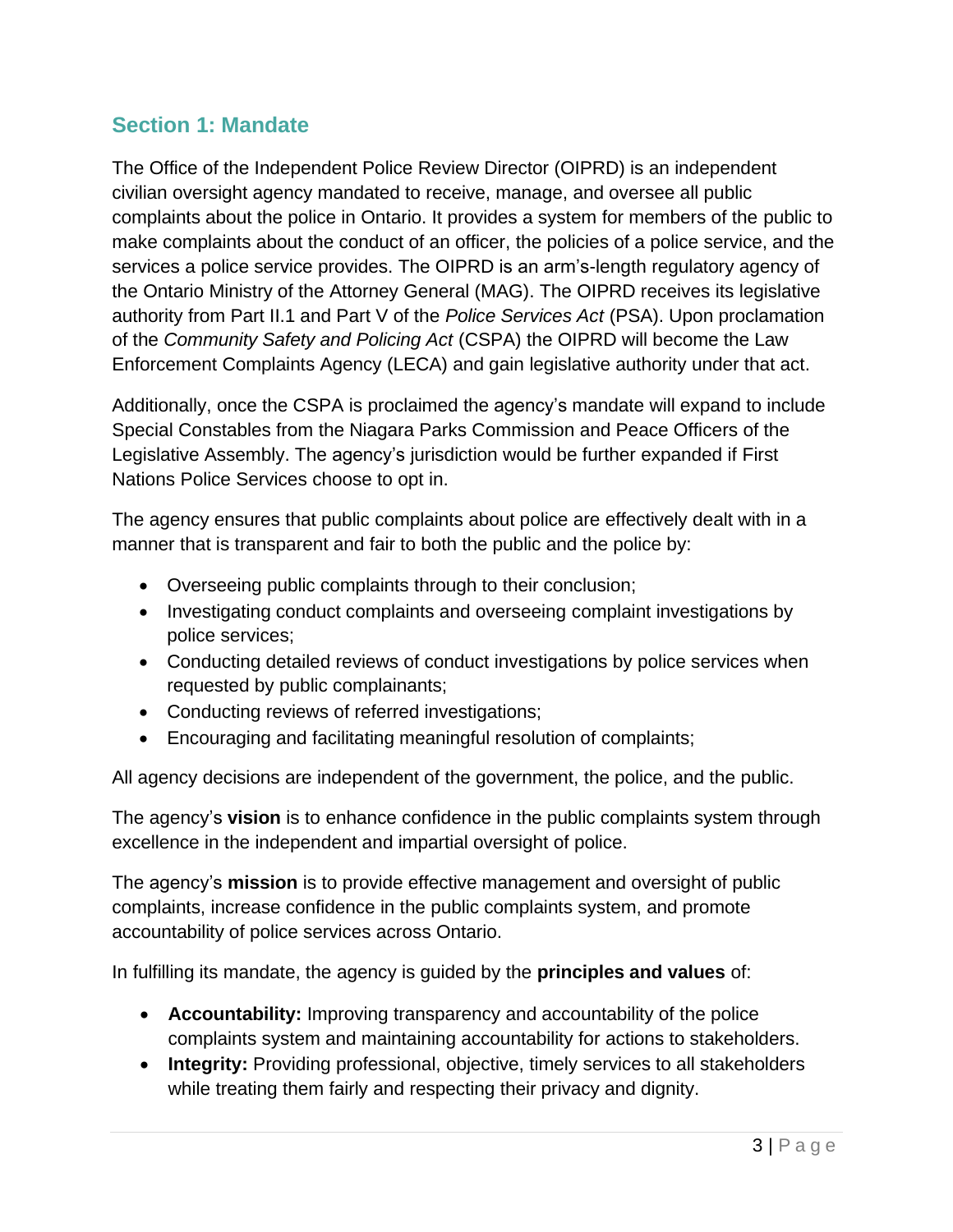## Section 1: Mandate

The Office of the Independent Police Review Director (OIPRD) is an independent civilian oversight agency mandated to receive, manage, and oversee all public complaints about the police in Ontario. It provides a system for members of the public to make complaints about the conduct of an officer, the policies of a police service, and the services a police service provides. The OIPRD is an arm's-length regulatory agency of the Ontario Ministry of the Attorney General (MAG). The OIPRD receives its legislative authority from Part II.1 and Part V of the *Police Services Act* (PSA). Upon proclamation of the *Community Safety and Policing Act* (CSPA) the OIPRD will become the Law Enforcement Complaints Agency (LECA) and gain legislative authority under that act.

Additionally, once the CSPA is proclaimed the agency's mandate will expand to include Special Constables from the Niagara Parks Commission and Peace Officers of the Legislative Assembly. The agency's jurisdiction would be further expanded if First Nations Police Services choose to opt in.

The agency ensures that public complaints about police are effectively dealt with in a manner that is transparent and fair to both the public and the police by:

- Overseeing public complaints through to their conclusion;
- Investigating conduct complaints and overseeing complaint investigations by police services;
- Conducting detailed reviews of conduct investigations by police services when requested by public complainants;
- Conducting reviews of referred investigations;
- Encouraging and facilitating meaningful resolution of complaints;

All agency decisions are independent of the government, the police, and the public.

The agency's **vision** is to enhance confidence in the public complaints system through excellence in the independent and impartial oversight of police.

The agency's **mission** is to provide effective management and oversight of public complaints, increase confidence in the public complaints system, and promote accountability of police services across Ontario.

In fulfilling its mandate, the agency is guided by the **principles and values** of:

- **Accountability:** Improving transparency and accountability of the police complaints system and maintaining accountability for actions to stakeholders.
- **Integrity:** Providing professional, objective, timely services to all stakeholders while treating them fairly and respecting their privacy and dignity.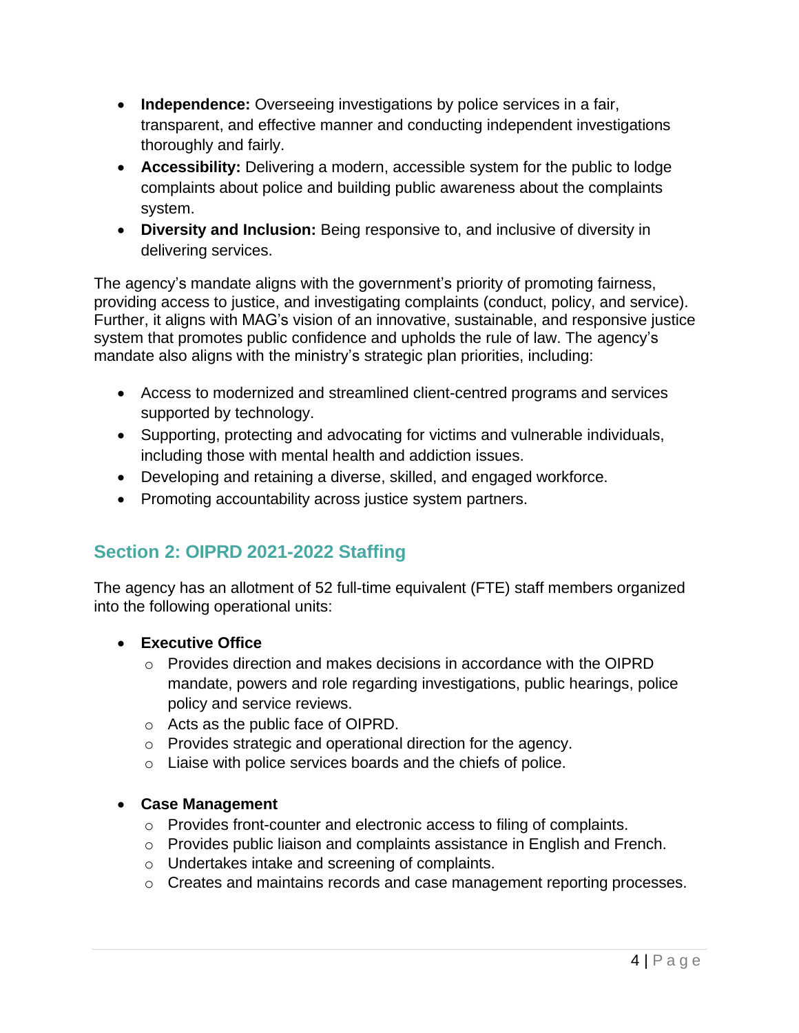- **Independence:** Overseeing investigations by police services in a fair, transparent, and effective manner and conducting independent investigations thoroughly and fairly.
- **Accessibility:** Delivering a modern, accessible system for the public to lodge complaints about police and building public awareness about the complaints system.
- **Diversity and Inclusion:** Being responsive to, and inclusive of diversity in delivering services.

The agency's mandate aligns with the government's priority of promoting fairness, providing access to justice, and investigating complaints (conduct, policy, and service). Further, it aligns with MAG's vision of an innovative, sustainable, and responsive justice system that promotes public confidence and upholds the rule of law. The agency's mandate also aligns with the ministry's strategic plan priorities, including:

- Access to modernized and streamlined client-centred programs and services supported by technology.
- Supporting, protecting and advocating for victims and vulnerable individuals, including those with mental health and addiction issues.
- Developing and retaining a diverse, skilled, and engaged workforce.
- Promoting accountability across justice system partners.

## Section 2: OIPRD 2021-2022 Staffing

The agency has an allotment of 52 full-time equivalent (FTE) staff members organized into the following operational units:

- **Executive Office**
  - Provides direction and makes decisions in accordance with the OIPRD mandate, powers and role regarding investigations, public hearings, police policy and service reviews.
  - Acts as the public face of OIPRD.
  - Provides strategic and operational direction for the agency.
  - Liaise with police services boards and the chiefs of police.

- **Case Management**
  - Provides front-counter and electronic access to filing of complaints.
  - Provides public liaison and complaints assistance in English and French.
  - Undertakes intake and screening of complaints.
  - Creates and maintains records and case management reporting processes.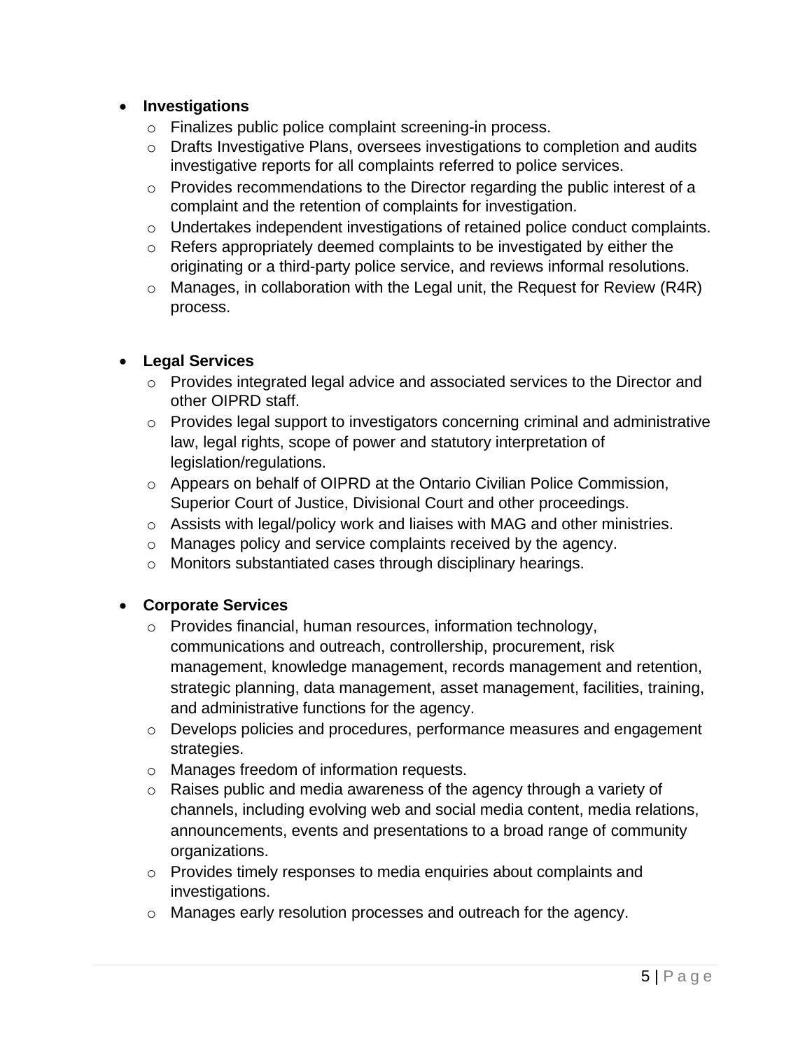- **Investigations**
  - Finalizes public police complaint screening-in process.
  - Drafts Investigative Plans, oversees investigations to completion and audits investigative reports for all complaints referred to police services.
  - Provides recommendations to the Director regarding the public interest of a complaint and the retention of complaints for investigation.
  - Undertakes independent investigations of retained police conduct complaints.
  - Refers appropriately deemed complaints to be investigated by either the originating or a third-party police service, and reviews informal resolutions.
  - Manages, in collaboration with the Legal unit, the Request for Review (R4R) process.

- **Legal Services**
  - Provides integrated legal advice and associated services to the Director and other OIPRD staff.
  - Provides legal support to investigators concerning criminal and administrative law, legal rights, scope of power and statutory interpretation of legislation/regulations.
  - Appears on behalf of OIPRD at the Ontario Civilian Police Commission, Superior Court of Justice, Divisional Court and other proceedings.
  - Assists with legal/policy work and liaises with MAG and other ministries.
  - Manages policy and service complaints received by the agency.
  - Monitors substantiated cases through disciplinary hearings.

- **Corporate Services**
  - Provides financial, human resources, information technology, communications and outreach, controllership, procurement, risk management, knowledge management, records management and retention, strategic planning, data management, asset management, facilities, training, and administrative functions for the agency.
  - Develops policies and procedures, performance measures and engagement strategies.
  - Manages freedom of information requests.
  - Raises public and media awareness of the agency through a variety of channels, including evolving web and social media content, media relations, announcements, events and presentations to a broad range of community organizations.
  - Provides timely responses to media enquiries about complaints and investigations.
  - Manages early resolution processes and outreach for the agency.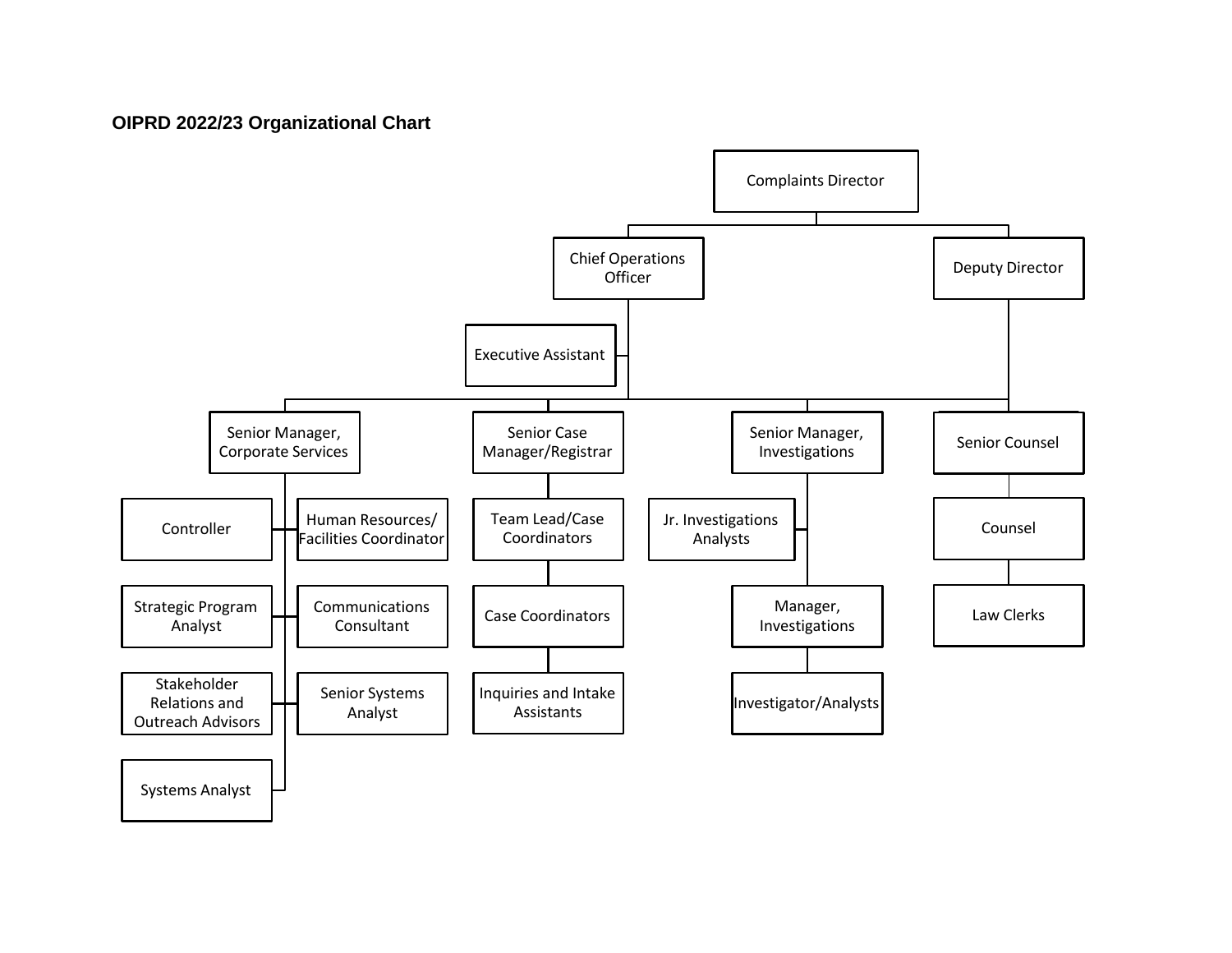**OIPRD 2022/23 Organizational Chart**

- Complaints Director
  - Chief Operations Officer
    - Executive Assistant
    - Senior Manager, Corporate Services
      - Controller
      - Human Resources/ Facilities Coordinator
      - Strategic Program Analyst
      - Communications Consultant
      - Stakeholder Relations and Outreach Advisors
      - Senior Systems Analyst
      - Systems Analyst
    - Senior Case Manager/Registrar
      - Team Lead/Case Coordinators
        - Case Coordinators
          - Inquiries and Intake Assistants
    - Senior Manager, Investigations
      - Jr. Investigations Analysts
      - Manager, Investigations
        - Investigator/Analysts
  - Deputy Director
    - Senior Counsel
      - Counsel
        - Law Clerks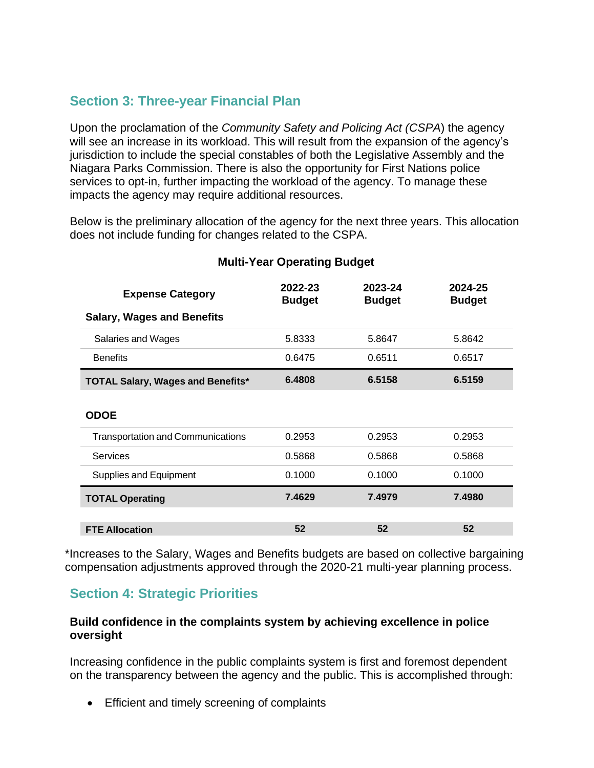## Section 3: Three-year Financial Plan

Upon the proclamation of the *Community Safety and Policing Act (CSPA)* the agency will see an increase in its workload. This will result from the expansion of the agency's jurisdiction to include the special constables of both the Legislative Assembly and the Niagara Parks Commission. There is also the opportunity for First Nations police services to opt-in, further impacting the workload of the agency. To manage these impacts the agency may require additional resources.

Below is the preliminary allocation of the agency for the next three years. This allocation does not include funding for changes related to the CSPA.

**Multi-Year Operating Budget**

| Expense Category | 2022-23 Budget | 2023-24 Budget | 2024-25 Budget |
|---|---|---|---|
| **Salary, Wages and Benefits** | | | |
| Salaries and Wages | 5.8333 | 5.8647 | 5.8642 |
| Benefits | 0.6475 | 0.6511 | 0.6517 |
| **TOTAL Salary, Wages and Benefits*** | **6.4808** | **6.5158** | **6.5159** |
| **ODOE** | | | |
| Transportation and Communications | 0.2953 | 0.2953 | 0.2953 |
| Services | 0.5868 | 0.5868 | 0.5868 |
| Supplies and Equipment | 0.1000 | 0.1000 | 0.1000 |
| **TOTAL Operating** | **7.4629** | **7.4979** | **7.4980** |
| **FTE Allocation** | **52** | **52** | **52** |

*Increases to the Salary, Wages and Benefits budgets are based on collective bargaining compensation adjustments approved through the 2020-21 multi-year planning process.

## Section 4: Strategic Priorities

### Build confidence in the complaints system by achieving excellence in police oversight

Increasing confidence in the public complaints system is first and foremost dependent on the transparency between the agency and the public. This is accomplished through:

- Efficient and timely screening of complaints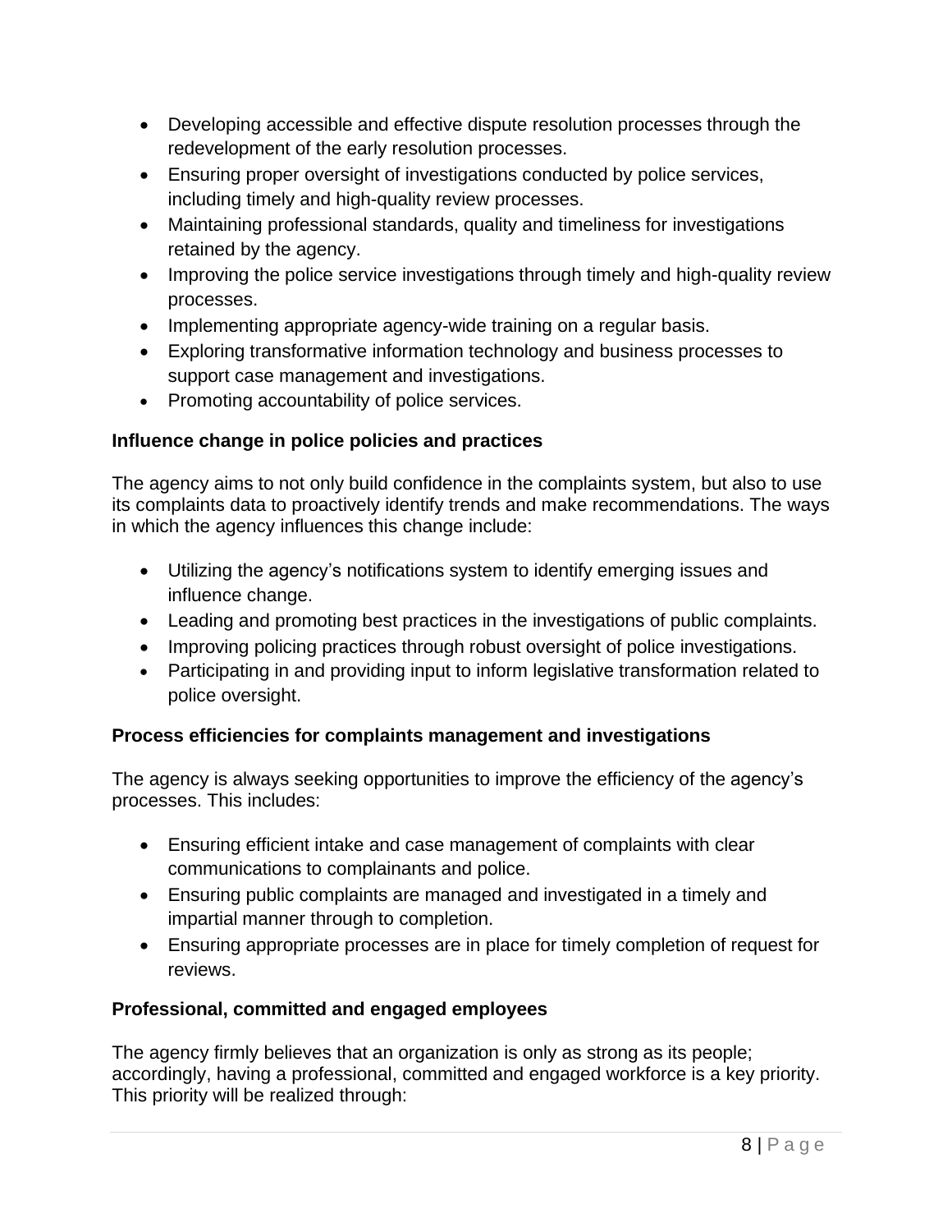- Developing accessible and effective dispute resolution processes through the redevelopment of the early resolution processes.
- Ensuring proper oversight of investigations conducted by police services, including timely and high-quality review processes.
- Maintaining professional standards, quality and timeliness for investigations retained by the agency.
- Improving the police service investigations through timely and high-quality review processes.
- Implementing appropriate agency-wide training on a regular basis.
- Exploring transformative information technology and business processes to support case management and investigations.
- Promoting accountability of police services.

**Influence change in police policies and practices**

The agency aims to not only build confidence in the complaints system, but also to use its complaints data to proactively identify trends and make recommendations. The ways in which the agency influences this change include:

- Utilizing the agency's notifications system to identify emerging issues and influence change.
- Leading and promoting best practices in the investigations of public complaints.
- Improving policing practices through robust oversight of police investigations.
- Participating in and providing input to inform legislative transformation related to police oversight.

**Process efficiencies for complaints management and investigations**

The agency is always seeking opportunities to improve the efficiency of the agency's processes. This includes:

- Ensuring efficient intake and case management of complaints with clear communications to complainants and police.
- Ensuring public complaints are managed and investigated in a timely and impartial manner through to completion.
- Ensuring appropriate processes are in place for timely completion of request for reviews.

**Professional, committed and engaged employees**

The agency firmly believes that an organization is only as strong as its people; accordingly, having a professional, committed and engaged workforce is a key priority. This priority will be realized through: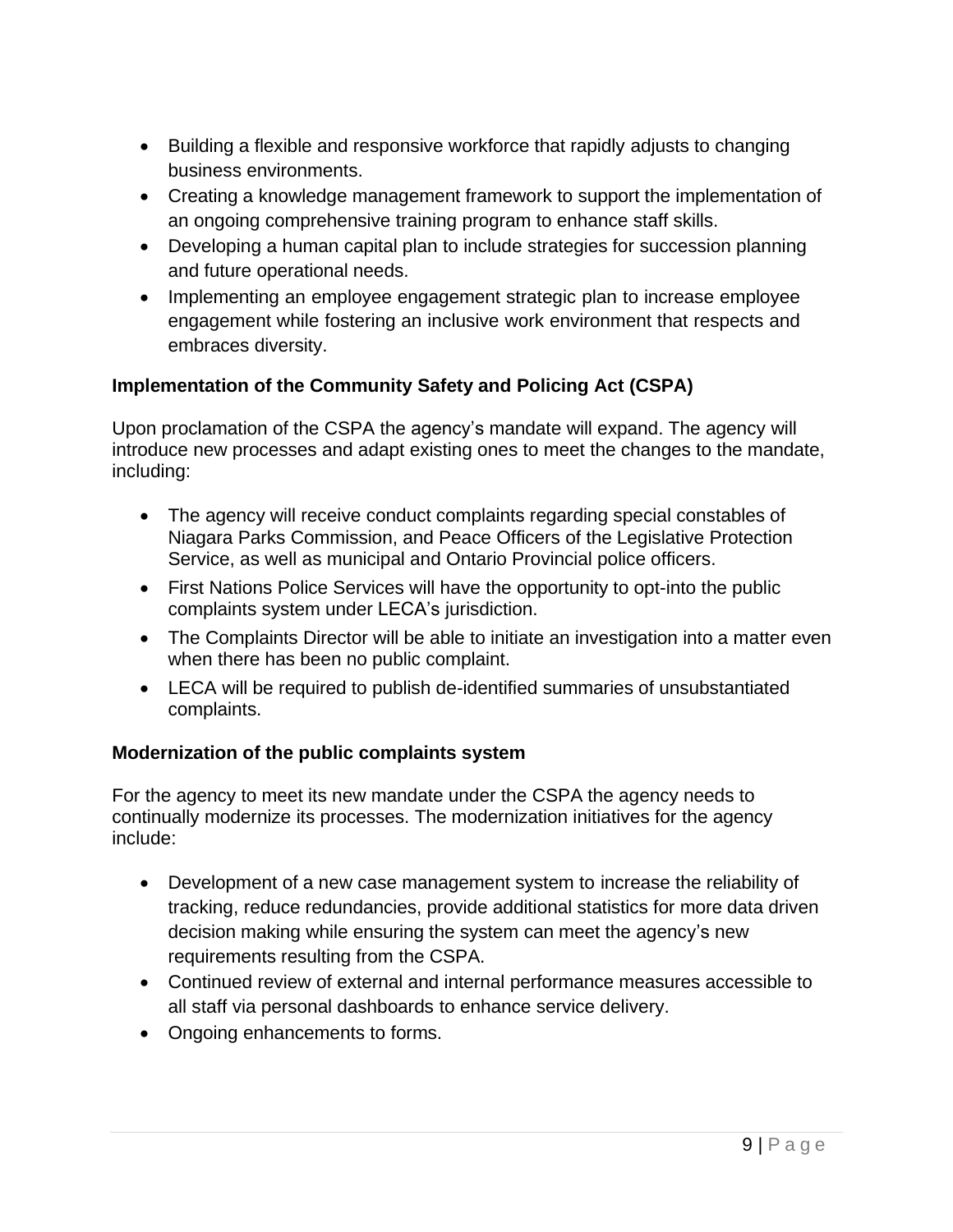- Building a flexible and responsive workforce that rapidly adjusts to changing business environments.
- Creating a knowledge management framework to support the implementation of an ongoing comprehensive training program to enhance staff skills.
- Developing a human capital plan to include strategies for succession planning and future operational needs.
- Implementing an employee engagement strategic plan to increase employee engagement while fostering an inclusive work environment that respects and embraces diversity.

**Implementation of the Community Safety and Policing Act (CSPA)**

Upon proclamation of the CSPA the agency's mandate will expand. The agency will introduce new processes and adapt existing ones to meet the changes to the mandate, including:

- The agency will receive conduct complaints regarding special constables of Niagara Parks Commission, and Peace Officers of the Legislative Protection Service, as well as municipal and Ontario Provincial police officers.
- First Nations Police Services will have the opportunity to opt-into the public complaints system under LECA's jurisdiction.
- The Complaints Director will be able to initiate an investigation into a matter even when there has been no public complaint.
- LECA will be required to publish de-identified summaries of unsubstantiated complaints.

**Modernization of the public complaints system**

For the agency to meet its new mandate under the CSPA the agency needs to continually modernize its processes. The modernization initiatives for the agency include:

- Development of a new case management system to increase the reliability of tracking, reduce redundancies, provide additional statistics for more data driven decision making while ensuring the system can meet the agency's new requirements resulting from the CSPA.
- Continued review of external and internal performance measures accessible to all staff via personal dashboards to enhance service delivery.
- Ongoing enhancements to forms.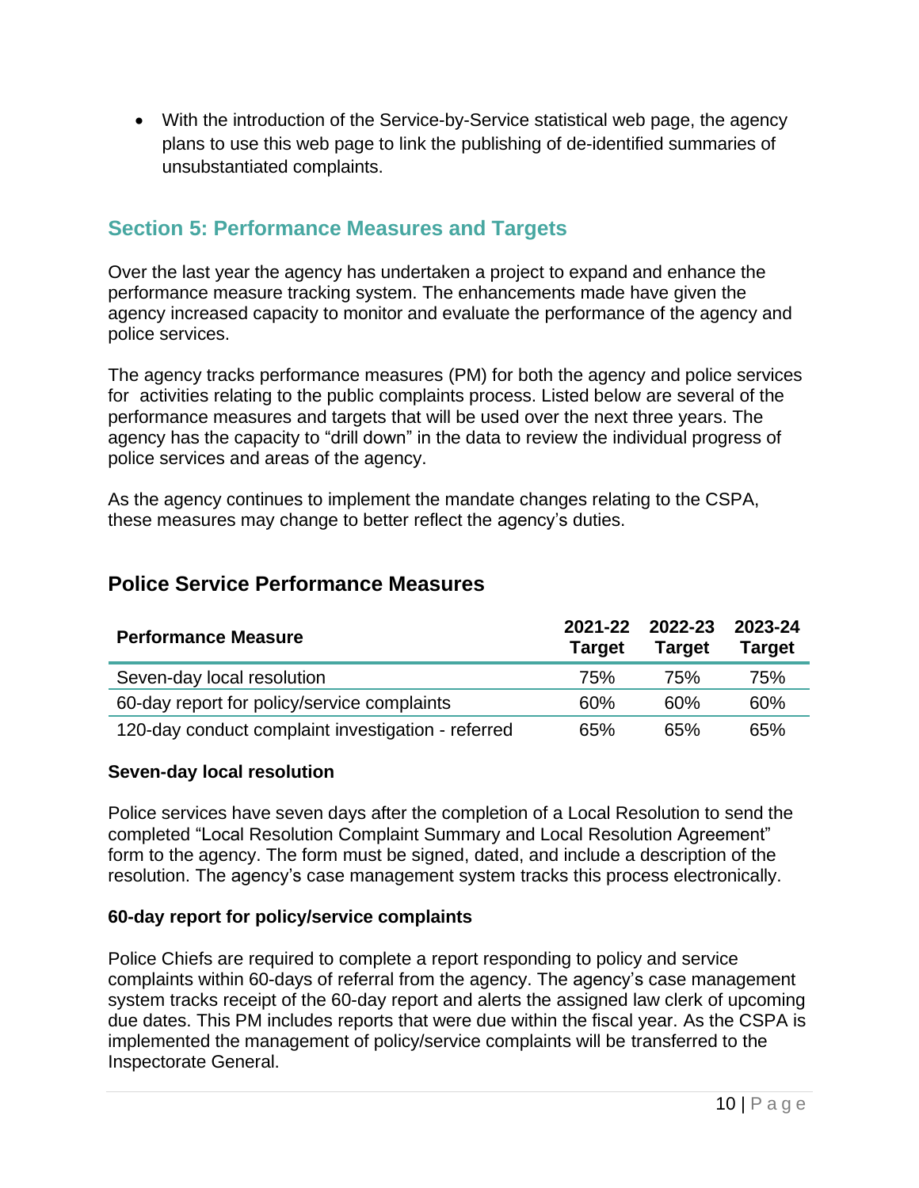- With the introduction of the Service-by-Service statistical web page, the agency plans to use this web page to link the publishing of de-identified summaries of unsubstantiated complaints.

## Section 5: Performance Measures and Targets

Over the last year the agency has undertaken a project to expand and enhance the performance measure tracking system. The enhancements made have given the agency increased capacity to monitor and evaluate the performance of the agency and police services.

The agency tracks performance measures (PM) for both the agency and police services for activities relating to the public complaints process. Listed below are several of the performance measures and targets that will be used over the next three years. The agency has the capacity to "drill down" in the data to review the individual progress of police services and areas of the agency.

As the agency continues to implement the mandate changes relating to the CSPA, these measures may change to better reflect the agency's duties.

### Police Service Performance Measures

| Performance Measure | 2021-22 Target | 2022-23 Target | 2023-24 Target |
|---|---|---|---|
| Seven-day local resolution | 75% | 75% | 75% |
| 60-day report for policy/service complaints | 60% | 60% | 60% |
| 120-day conduct complaint investigation - referred | 65% | 65% | 65% |

**Seven-day local resolution**

Police services have seven days after the completion of a Local Resolution to send the completed "Local Resolution Complaint Summary and Local Resolution Agreement" form to the agency. The form must be signed, dated, and include a description of the resolution. The agency's case management system tracks this process electronically.

**60-day report for policy/service complaints**

Police Chiefs are required to complete a report responding to policy and service complaints within 60-days of referral from the agency. The agency's case management system tracks receipt of the 60-day report and alerts the assigned law clerk of upcoming due dates. This PM includes reports that were due within the fiscal year. As the CSPA is implemented the management of policy/service complaints will be transferred to the Inspectorate General.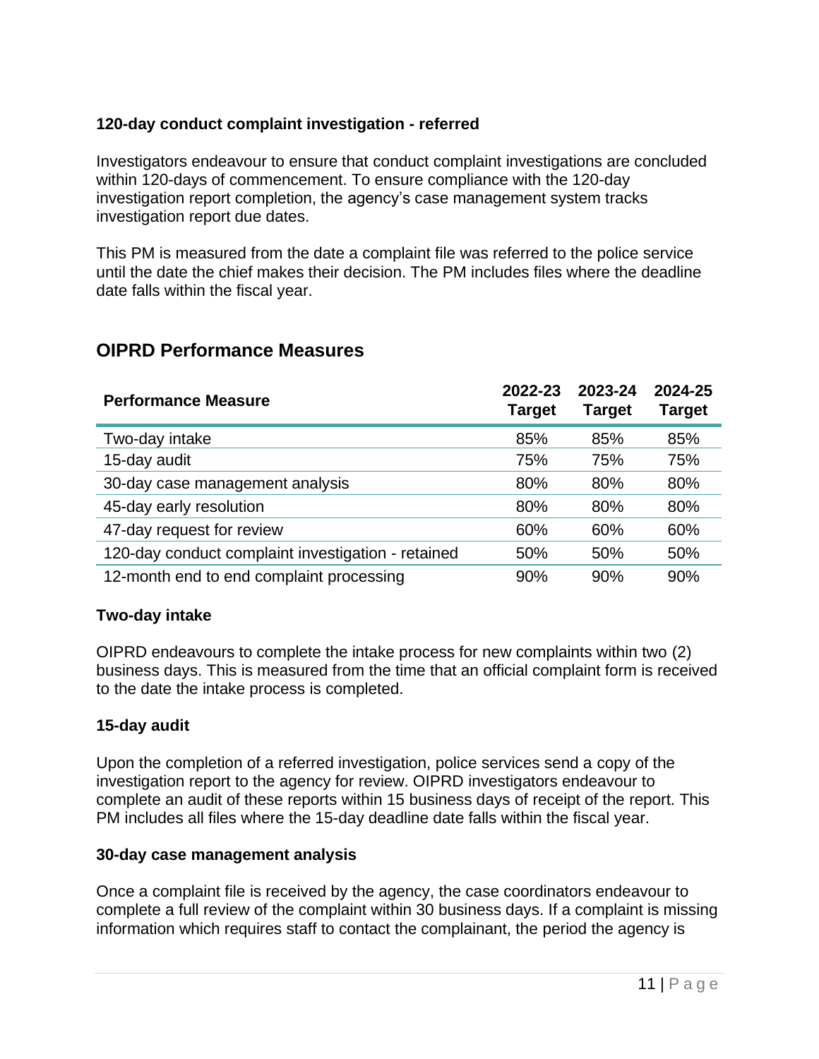### 120-day conduct complaint investigation - referred

Investigators endeavour to ensure that conduct complaint investigations are concluded within 120-days of commencement. To ensure compliance with the 120-day investigation report completion, the agency's case management system tracks investigation report due dates.

This PM is measured from the date a complaint file was referred to the police service until the date the chief makes their decision. The PM includes files where the deadline date falls within the fiscal year.

## OIPRD Performance Measures

| Performance Measure | 2022-23 Target | 2023-24 Target | 2024-25 Target |
|---|---|---|---|
| Two-day intake | 85% | 85% | 85% |
| 15-day audit | 75% | 75% | 75% |
| 30-day case management analysis | 80% | 80% | 80% |
| 45-day early resolution | 80% | 80% | 80% |
| 47-day request for review | 60% | 60% | 60% |
| 120-day conduct complaint investigation - retained | 50% | 50% | 50% |
| 12-month end to end complaint processing | 90% | 90% | 90% |

### Two-day intake

OIPRD endeavours to complete the intake process for new complaints within two (2) business days. This is measured from the time that an official complaint form is received to the date the intake process is completed.

### 15-day audit

Upon the completion of a referred investigation, police services send a copy of the investigation report to the agency for review. OIPRD investigators endeavour to complete an audit of these reports within 15 business days of receipt of the report. This PM includes all files where the 15-day deadline date falls within the fiscal year.

### 30-day case management analysis

Once a complaint file is received by the agency, the case coordinators endeavour to complete a full review of the complaint within 30 business days. If a complaint is missing information which requires staff to contact the complainant, the period the agency is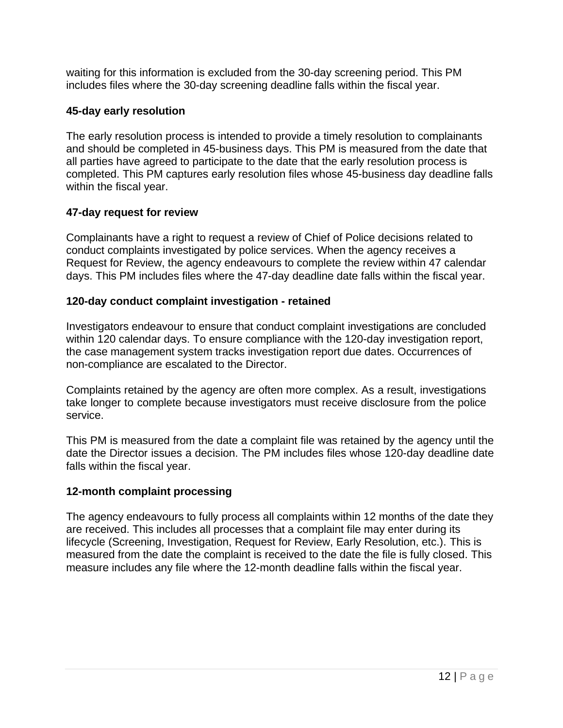waiting for this information is excluded from the 30-day screening period. This PM includes files where the 30-day screening deadline falls within the fiscal year.

### 45-day early resolution

The early resolution process is intended to provide a timely resolution to complainants and should be completed in 45-business days. This PM is measured from the date that all parties have agreed to participate to the date that the early resolution process is completed. This PM captures early resolution files whose 45-business day deadline falls within the fiscal year.

### 47-day request for review

Complainants have a right to request a review of Chief of Police decisions related to conduct complaints investigated by police services. When the agency receives a Request for Review, the agency endeavours to complete the review within 47 calendar days. This PM includes files where the 47-day deadline date falls within the fiscal year.

### 120-day conduct complaint investigation - retained

Investigators endeavour to ensure that conduct complaint investigations are concluded within 120 calendar days. To ensure compliance with the 120-day investigation report, the case management system tracks investigation report due dates. Occurrences of non-compliance are escalated to the Director.

Complaints retained by the agency are often more complex. As a result, investigations take longer to complete because investigators must receive disclosure from the police service.

This PM is measured from the date a complaint file was retained by the agency until the date the Director issues a decision. The PM includes files whose 120-day deadline date falls within the fiscal year.

### 12-month complaint processing

The agency endeavours to fully process all complaints within 12 months of the date they are received. This includes all processes that a complaint file may enter during its lifecycle (Screening, Investigation, Request for Review, Early Resolution, etc.). This is measured from the date the complaint is received to the date the file is fully closed. This measure includes any file where the 12-month deadline falls within the fiscal year.